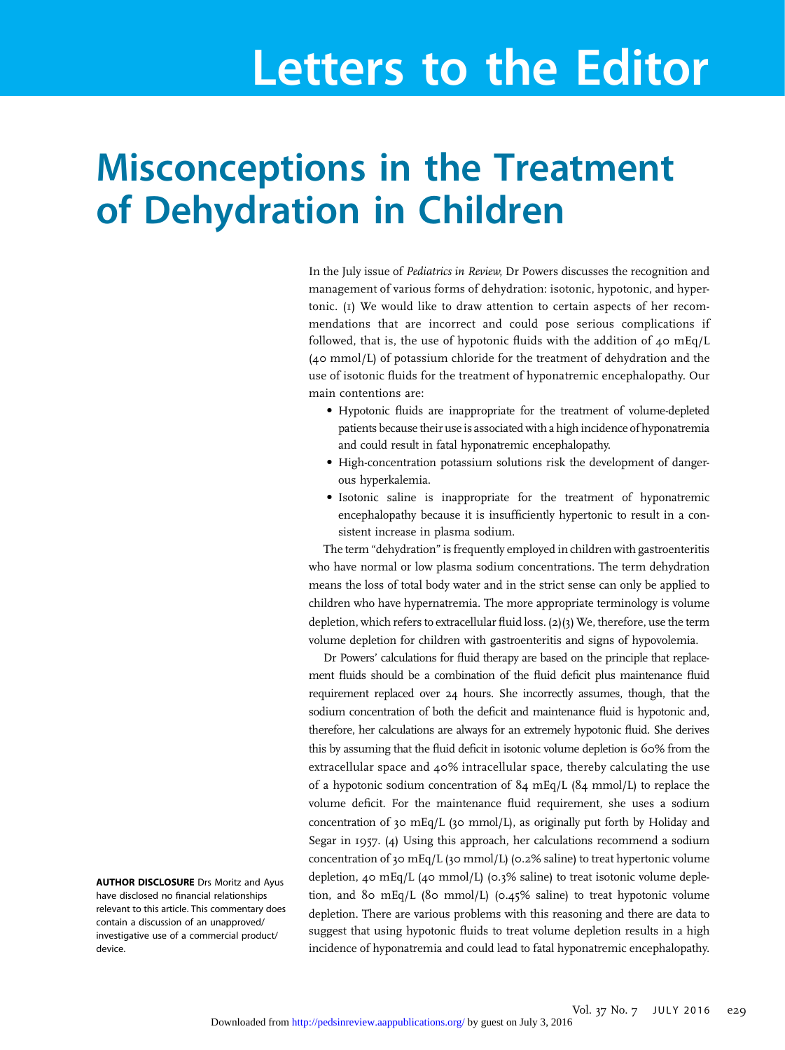# Letters to the Editor

## Misconceptions in the Treatment of Dehydration in Children

In the July issue of *Pediatrics in Review,* Dr Powers discusses the recognition and management of various forms of dehydration: isotonic, hypotonic, and hypertonic. (1) We would like to draw attention to certain aspects of her recommendations that are incorrect and could pose serious complications if followed, that is, the use of hypotonic fluids with the addition of 40 mEq/L (40 mmol/L) of potassium chloride for the treatment of dehydration and the use of isotonic fluids for the treatment of hyponatremic encephalopathy. Our main contentions are:

- Hypotonic fluids are inappropriate for the treatment of volume-depleted patients because their use is associated with a high incidence of hyponatremia and could result in fatal hyponatremic encephalopathy.
- High-concentration potassium solutions risk the development of dangerous hyperkalemia.
- Isotonic saline is inappropriate for the treatment of hyponatremic encephalopathy because it is insufficiently hypertonic to result in a consistent increase in plasma sodium.

The term "dehydration" is frequently employed in children with gastroenteritis who have normal or low plasma sodium concentrations. The term dehydration means the loss of total body water and in the strict sense can only be applied to children who have hypernatremia. The more appropriate terminology is volume depletion, which refers to extracellular fluid loss. (2)(3) We, therefore, use the term volume depletion for children with gastroenteritis and signs of hypovolemia.

Dr Powers' calculations for fluid therapy are based on the principle that replacement fluids should be a combination of the fluid deficit plus maintenance fluid requirement replaced over 24 hours. She incorrectly assumes, though, that the sodium concentration of both the deficit and maintenance fluid is hypotonic and, therefore, her calculations are always for an extremely hypotonic fluid. She derives this by assuming that the fluid deficit in isotonic volume depletion is 60% from the extracellular space and 40% intracellular space, thereby calculating the use of a hypotonic sodium concentration of 84 mEq/L (84 mmol/L) to replace the volume deficit. For the maintenance fluid requirement, she uses a sodium concentration of 30 mEq/L (30 mmol/L), as originally put forth by Holiday and Segar in 1957. (4) Using this approach, her calculations recommend a sodium concentration of 30 mEq/L (30 mmol/L) (0.2% saline) to treat hypertonic volume depletion, 40 mEq/L (40 mmol/L) (0.3% saline) to treat isotonic volume depletion, and 80 mEq/L (80 mmol/L) (0.45% saline) to treat hypotonic volume depletion. There are various problems with this reasoning and there are data to suggest that using hypotonic fluids to treat volume depletion results in a high incidence of hyponatremia and could lead to fatal hyponatremic encephalopathy.

**AUTHOR DISCLOSURE** Drs Moritz and Ayus have disclosed no financial relationships relevant to this article. This commentary does contain a discussion of an unapproved/investigative use of a commercial product/device.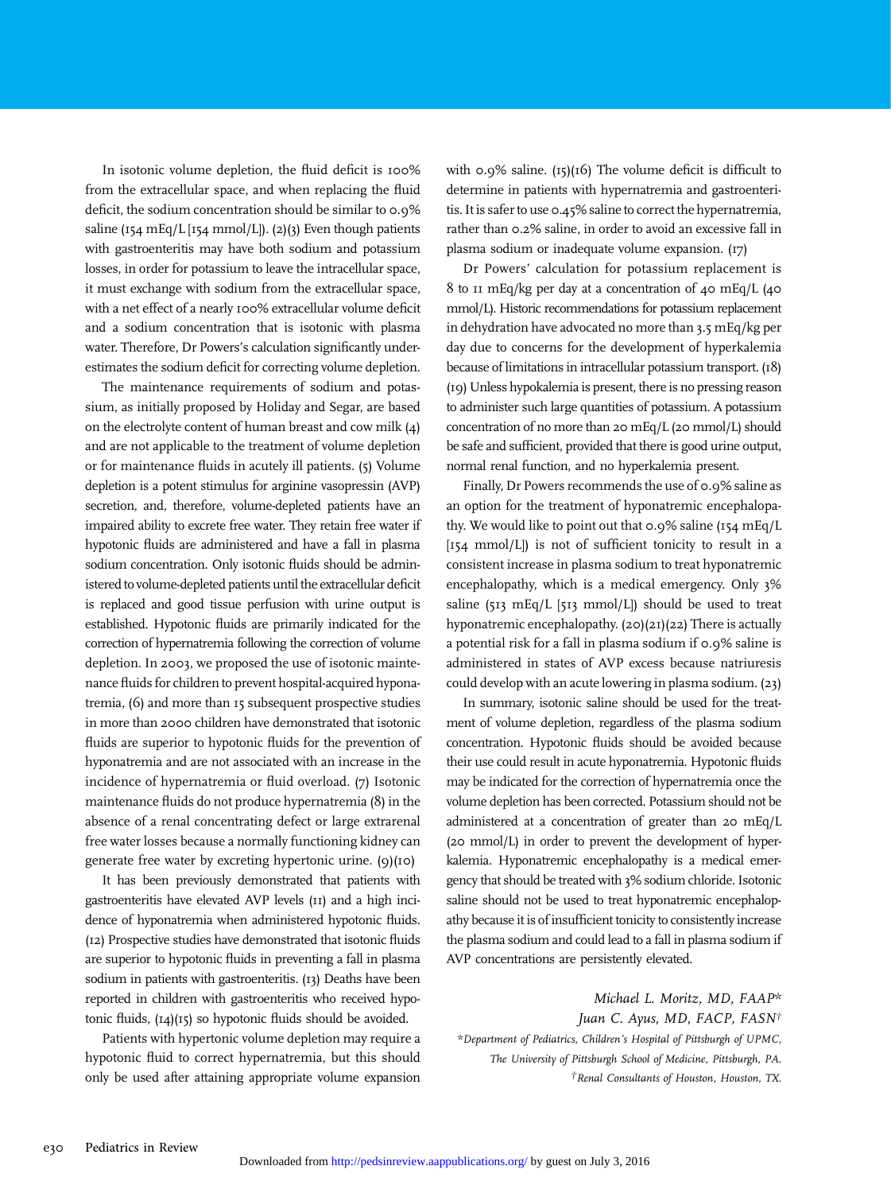In isotonic volume depletion, the fluid deficit is 100% from the extracellular space, and when replacing the fluid deficit, the sodium concentration should be similar to 0.9% saline (154 mEq/L [154 mmol/L]). (2)(3) Even though patients with gastroenteritis may have both sodium and potassium losses, in order for potassium to leave the intracellular space, it must exchange with sodium from the extracellular space, with a net effect of a nearly 100% extracellular volume deficit and a sodium concentration that is isotonic with plasma water. Therefore, Dr Powers's calculation significantly underestimates the sodium deficit for correcting volume depletion.

The maintenance requirements of sodium and potassium, as initially proposed by Holiday and Segar, are based on the electrolyte content of human breast and cow milk (4) and are not applicable to the treatment of volume depletion or for maintenance fluids in acutely ill patients. (5) Volume depletion is a potent stimulus for arginine vasopressin (AVP) secretion, and, therefore, volume-depleted patients have an impaired ability to excrete free water. They retain free water if hypotonic fluids are administered and have a fall in plasma sodium concentration. Only isotonic fluids should be administered to volume-depleted patients until the extracellular deficit is replaced and good tissue perfusion with urine output is established. Hypotonic fluids are primarily indicated for the correction of hypernatremia following the correction of volume depletion. In 2003, we proposed the use of isotonic maintenance fluids for children to prevent hospital-acquired hyponatremia, (6) and more than 15 subsequent prospective studies in more than 2000 children have demonstrated that isotonic fluids are superior to hypotonic fluids for the prevention of hyponatremia and are not associated with an increase in the incidence of hypernatremia or fluid overload. (7) Isotonic maintenance fluids do not produce hypernatremia (8) in the absence of a renal concentrating defect or large extrarenal free water losses because a normally functioning kidney can generate free water by excreting hypertonic urine. (9)(10)

It has been previously demonstrated that patients with gastroenteritis have elevated AVP levels (11) and a high incidence of hyponatremia when administered hypotonic fluids. (12) Prospective studies have demonstrated that isotonic fluids are superior to hypotonic fluids in preventing a fall in plasma sodium in patients with gastroenteritis. (13) Deaths have been reported in children with gastroenteritis who received hypotonic fluids, (14)(15) so hypotonic fluids should be avoided.

Patients with hypertonic volume depletion may require a hypotonic fluid to correct hypernatremia, but this should only be used after attaining appropriate volume expansion with 0.9% saline. (15)(16) The volume deficit is difficult to determine in patients with hypernatremia and gastroenteritis. It is safer to use 0.45% saline to correct the hypernatremia, rather than 0.2% saline, in order to avoid an excessive fall in plasma sodium or inadequate volume expansion. (17)

Dr Powers' calculation for potassium replacement is 8 to 11 mEq/kg per day at a concentration of 40 mEq/L (40 mmol/L). Historic recommendations for potassium replacement in dehydration have advocated no more than 3.5 mEq/kg per day due to concerns for the development of hyperkalemia because of limitations in intracellular potassium transport. (18)(19) Unless hypokalemia is present, there is no pressing reason to administer such large quantities of potassium. A potassium concentration of no more than 20 mEq/L (20 mmol/L) should be safe and sufficient, provided that there is good urine output, normal renal function, and no hyperkalemia present.

Finally, Dr Powers recommends the use of 0.9% saline as an option for the treatment of hyponatremic encephalopathy. We would like to point out that 0.9% saline (154 mEq/L [154 mmol/L]) is not of sufficient tonicity to result in a consistent increase in plasma sodium to treat hyponatremic encephalopathy, which is a medical emergency. Only 3% saline (513 mEq/L [513 mmol/L]) should be used to treat hyponatremic encephalopathy. (20)(21)(22) There is actually a potential risk for a fall in plasma sodium if 0.9% saline is administered in states of AVP excess because natriuresis could develop with an acute lowering in plasma sodium. (23)

In summary, isotonic saline should be used for the treatment of volume depletion, regardless of the plasma sodium concentration. Hypotonic fluids should be avoided because their use could result in acute hyponatremia. Hypotonic fluids may be indicated for the correction of hypernatremia once the volume depletion has been corrected. Potassium should not be administered at a concentration of greater than 20 mEq/L (20 mmol/L) in order to prevent the development of hyperkalemia. Hyponatremic encephalopathy is a medical emergency that should be treated with 3% sodium chloride. Isotonic saline should not be used to treat hyponatremic encephalopathy because it is of insufficient tonicity to consistently increase the plasma sodium and could lead to a fall in plasma sodium if AVP concentrations are persistently elevated.

*Michael L. Moritz, MD, FAAP**
*Juan C. Ayus, MD, FACP, FASN*†

*\*Department of Pediatrics, Children's Hospital of Pittsburgh of UPMC, The University of Pittsburgh School of Medicine, Pittsburgh, PA.*
*†Renal Consultants of Houston, Houston, TX.*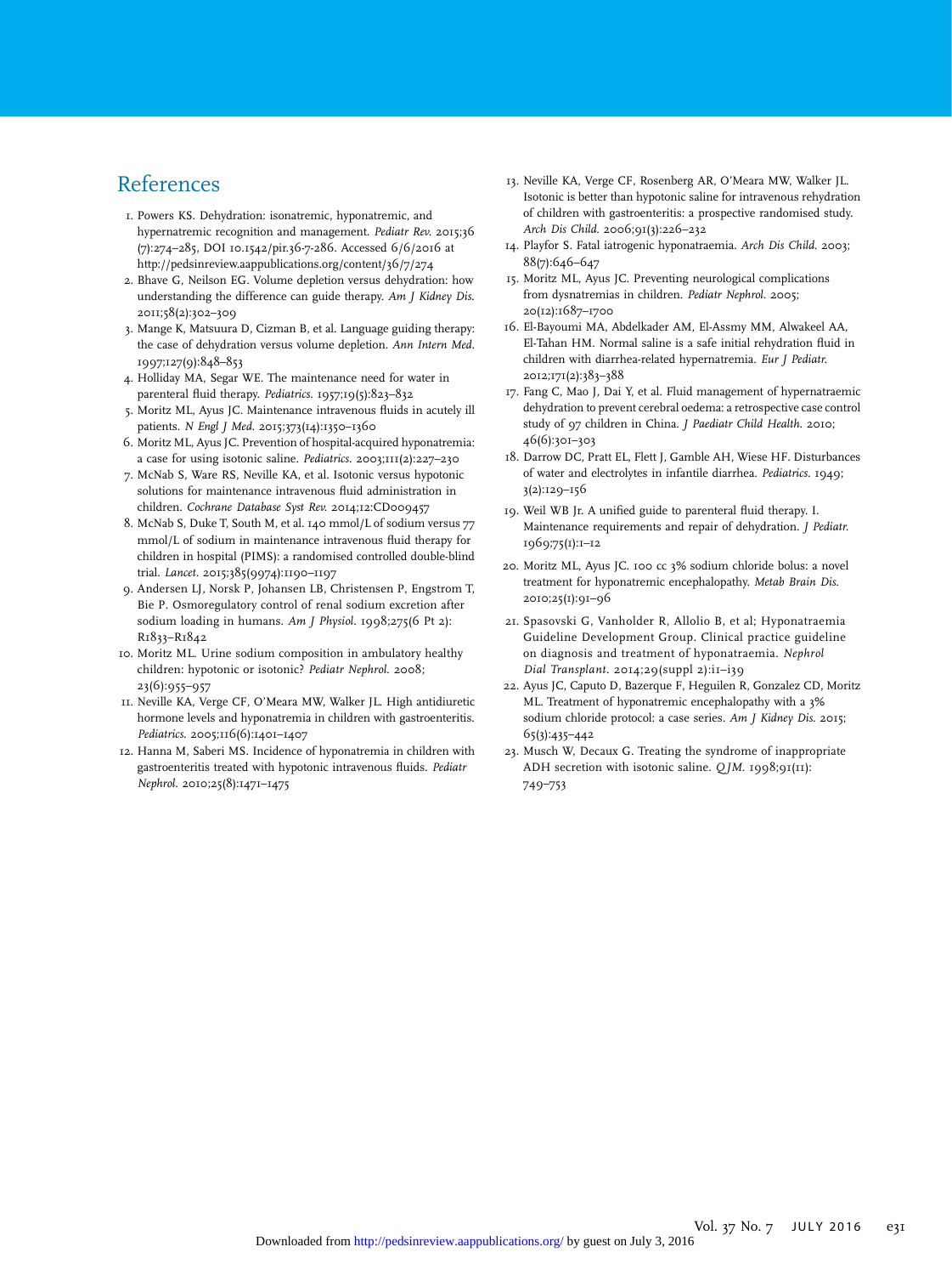# References

1. Powers KS. Dehydration: isonatremic, hyponatremic, and hypernatremic recognition and management. *Pediatr Rev.* 2015;36 (7):274–285, DOI 10.1542/pir.36-7-286. Accessed 6/6/2016 at http://pedsinreview.aappublications.org/content/36/7/274
2. Bhave G, Neilson EG. Volume depletion versus dehydration: how understanding the difference can guide therapy. *Am J Kidney Dis.* 2011;58(2):302–309
3. Mange K, Matsuura D, Cizman B, et al. Language guiding therapy: the case of dehydration versus volume depletion. *Ann Intern Med.* 1997;127(9):848–853
4. Holliday MA, Segar WE. The maintenance need for water in parenteral fluid therapy. *Pediatrics.* 1957;19(5):823–832
5. Moritz ML, Ayus JC. Maintenance intravenous fluids in acutely ill patients. *N Engl J Med.* 2015;373(14):1350–1360
6. Moritz ML, Ayus JC. Prevention of hospital-acquired hyponatremia: a case for using isotonic saline. *Pediatrics.* 2003;111(2):227–230
7. McNab S, Ware RS, Neville KA, et al. Isotonic versus hypotonic solutions for maintenance intravenous fluid administration in children. *Cochrane Database Syst Rev.* 2014;12:CD009457
8. McNab S, Duke T, South M, et al. 140 mmol/L of sodium versus 77 mmol/L of sodium in maintenance intravenous fluid therapy for children in hospital (PIMS): a randomised controlled double-blind trial. *Lancet.* 2015;385(9974):1190–1197
9. Andersen LJ, Norsk P, Johansen LB, Christensen P, Engstrom T, Bie P. Osmoregulatory control of renal sodium excretion after sodium loading in humans. *Am J Physiol.* 1998;275(6 Pt 2): R1833–R1842
10. Moritz ML. Urine sodium composition in ambulatory healthy children: hypotonic or isotonic? *Pediatr Nephrol.* 2008; 23(6):955–957
11. Neville KA, Verge CF, O'Meara MW, Walker JL. High antidiuretic hormone levels and hyponatremia in children with gastroenteritis. *Pediatrics.* 2005;116(6):1401–1407
12. Hanna M, Saberi MS. Incidence of hyponatremia in children with gastroenteritis treated with hypotonic intravenous fluids. *Pediatr Nephrol.* 2010;25(8):1471–1475
13. Neville KA, Verge CF, Rosenberg AR, O'Meara MW, Walker JL. Isotonic is better than hypotonic saline for intravenous rehydration of children with gastroenteritis: a prospective randomised study. *Arch Dis Child.* 2006;91(3):226–232
14. Playfor S. Fatal iatrogenic hyponatraemia. *Arch Dis Child.* 2003; 88(7):646–647
15. Moritz ML, Ayus JC. Preventing neurological complications from dysnatremias in children. *Pediatr Nephrol.* 2005; 20(12):1687–1700
16. El-Bayoumi MA, Abdelkader AM, El-Assmy MM, Alwakeel AA, El-Tahan HM. Normal saline is a safe initial rehydration fluid in children with diarrhea-related hypernatremia. *Eur J Pediatr.* 2012;171(2):383–388
17. Fang C, Mao J, Dai Y, et al. Fluid management of hypernatraemic dehydration to prevent cerebral oedema: a retrospective case control study of 97 children in China. *J Paediatr Child Health.* 2010; 46(6):301–303
18. Darrow DC, Pratt EL, Flett J, Gamble AH, Wiese HF. Disturbances of water and electrolytes in infantile diarrhea. *Pediatrics.* 1949; 3(2):129–156
19. Weil WB Jr. A unified guide to parenteral fluid therapy. I. Maintenance requirements and repair of dehydration. *J Pediatr.* 1969;75(1):1–12
20. Moritz ML, Ayus JC. 100 cc 3% sodium chloride bolus: a novel treatment for hyponatremic encephalopathy. *Metab Brain Dis.* 2010;25(1):91–96
21. Spasovski G, Vanholder R, Allolio B, et al; Hyponatraemia Guideline Development Group. Clinical practice guideline on diagnosis and treatment of hyponatraemia. *Nephrol Dial Transplant.* 2014;29(suppl 2):i1–i39
22. Ayus JC, Caputo D, Bazerque F, Heguilen R, Gonzalez CD, Moritz ML. Treatment of hyponatremic encephalopathy with a 3% sodium chloride protocol: a case series. *Am J Kidney Dis.* 2015; 65(3):435–442
23. Musch W, Decaux G. Treating the syndrome of inappropriate ADH secretion with isotonic saline. *QJM.* 1998;91(11): 749–753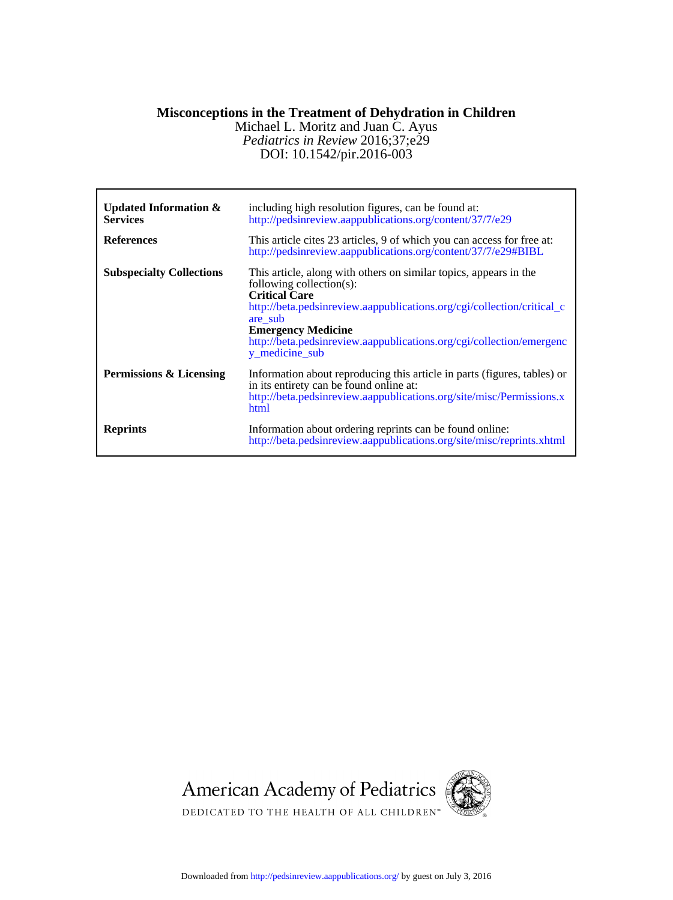**Misconceptions in the Treatment of Dehydration in Children**

Michael L. Moritz and Juan C. Ayus

*Pediatrics in Review* 2016;37;e29

DOI: 10.1542/pir.2016-003

| | |
|---|---|
| **Updated Information & Services** | including high resolution figures, can be found at: http://pedsinreview.aappublications.org/content/37/7/e29 |
| **References** | This article cites 23 articles, 9 of which you can access for free at: http://pedsinreview.aappublications.org/content/37/7/e29#BIBL |
| **Subspecialty Collections** | This article, along with others on similar topics, appears in the following collection(s): **Critical Care** http://beta.pedsinreview.aappublications.org/cgi/collection/critical_care_sub **Emergency Medicine** http://beta.pedsinreview.aappublications.org/cgi/collection/emergency_medicine_sub |
| **Permissions & Licensing** | Information about reproducing this article in parts (figures, tables) or in its entirety can be found online at: http://beta.pedsinreview.aappublications.org/site/misc/Permissions.xhtml |
| **Reprints** | Information about ordering reprints can be found online: http://beta.pedsinreview.aappublications.org/site/misc/reprints.xhtml |

American Academy of Pediatrics

DEDICATED TO THE HEALTH OF ALL CHILDREN™

Downloaded from http://pedsinreview.aappublications.org/ by guest on July 3, 2016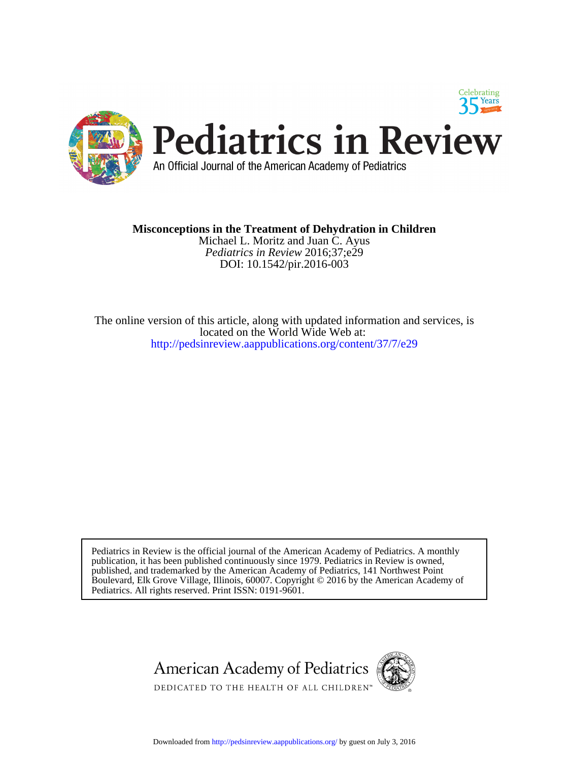# Misconceptions in the Treatment of Dehydration in Children

Michael L. Moritz and Juan C. Ayus

*Pediatrics in Review* 2016;37;e29

DOI: 10.1542/pir.2016-003

The online version of this article, along with updated information and services, is located on the World Wide Web at:

http://pedsinreview.aappublications.org/content/37/7/e29

Pediatrics in Review is the official journal of the American Academy of Pediatrics. A monthly publication, it has been published continuously since 1979. Pediatrics in Review is owned, published, and trademarked by the American Academy of Pediatrics, 141 Northwest Point Boulevard, Elk Grove Village, Illinois, 60007. Copyright © 2016 by the American Academy of Pediatrics. All rights reserved. Print ISSN: 0191-9601.

American Academy of Pediatrics

DEDICATED TO THE HEALTH OF ALL CHILDREN™

Downloaded from http://pedsinreview.aappublications.org/ by guest on July 3, 2016